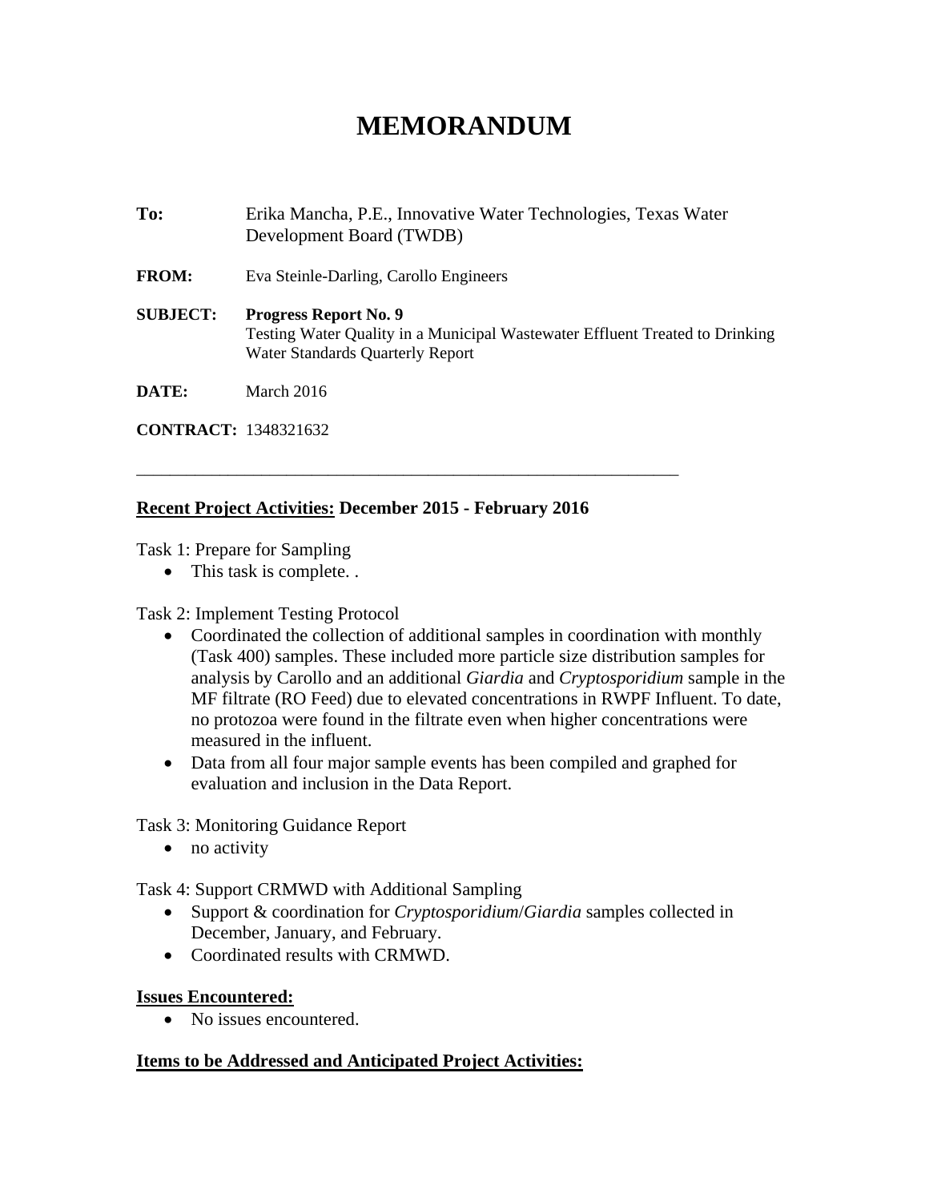# MEMORANDUM

**To:** Erika Mancha, P.E., Innovative Water Technologies, Texas Water Development Board (TWDB)

**FROM:** Eva Steinle-Darling, Carollo Engineers

**SUBJECT:** **Progress Report No. 9**
Testing Water Quality in a Municipal Wastewater Effluent Treated to Drinking Water Standards Quarterly Report

**DATE:** March 2016

**CONTRACT:** 1348321632

---

**<u>Recent Project Activities:</u> December 2015 - February 2016**

Task 1: Prepare for Sampling

- This task is complete. .

Task 2: Implement Testing Protocol

- Coordinated the collection of additional samples in coordination with monthly (Task 400) samples. These included more particle size distribution samples for analysis by Carollo and an additional *Giardia* and *Cryptosporidium* sample in the MF filtrate (RO Feed) due to elevated concentrations in RWPF Influent. To date, no protozoa were found in the filtrate even when higher concentrations were measured in the influent.
- Data from all four major sample events has been compiled and graphed for evaluation and inclusion in the Data Report.

Task 3: Monitoring Guidance Report

- no activity

Task 4: Support CRMWD with Additional Sampling

- Support & coordination for *Cryptosporidium*/*Giardia* samples collected in December, January, and February.
- Coordinated results with CRMWD.

**<u>Issues Encountered:</u>**

- No issues encountered.

**<u>Items to be Addressed and Anticipated Project Activities:</u>**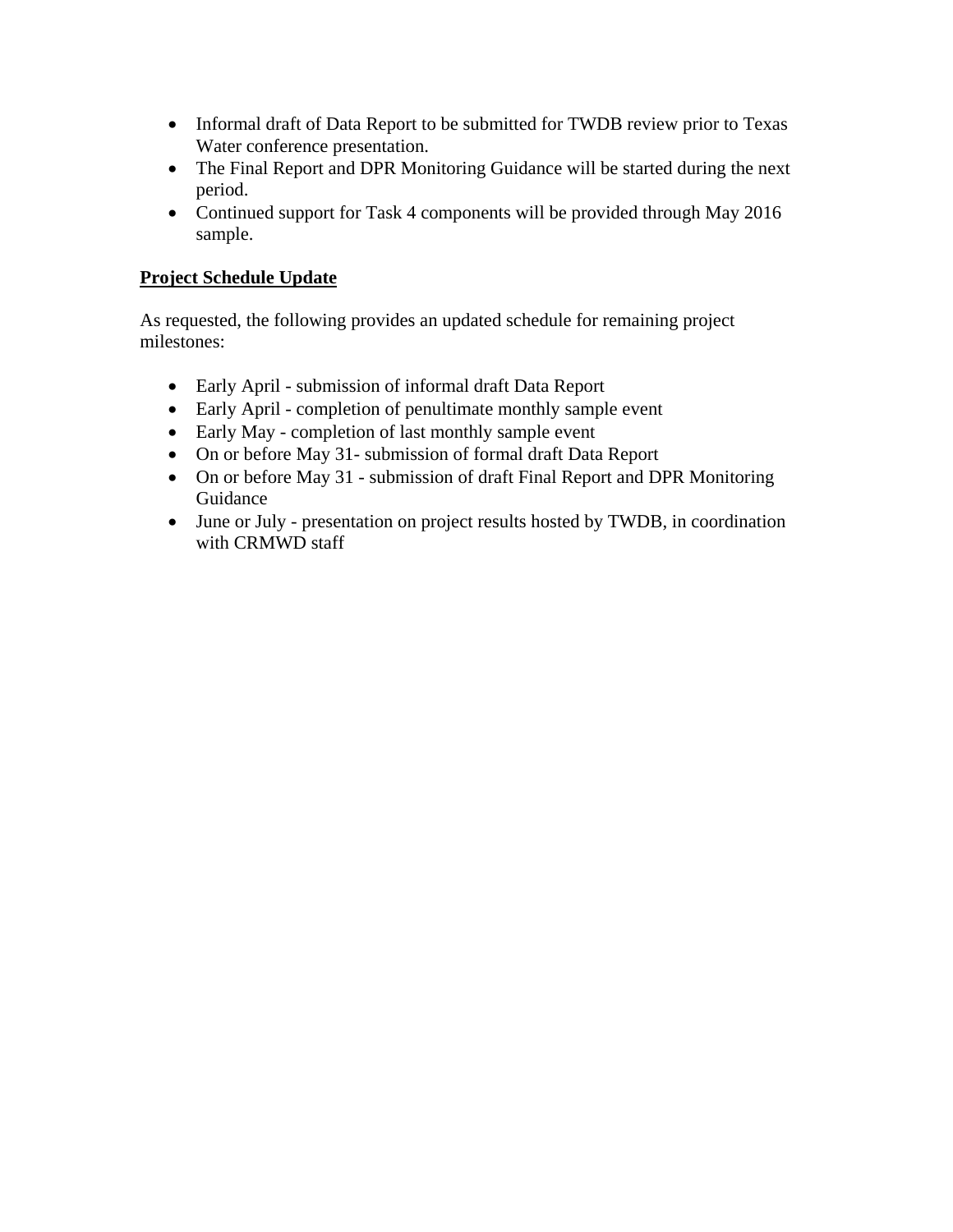- Informal draft of Data Report to be submitted for TWDB review prior to Texas Water conference presentation.
- The Final Report and DPR Monitoring Guidance will be started during the next period.
- Continued support for Task 4 components will be provided through May 2016 sample.

**Project Schedule Update**

As requested, the following provides an updated schedule for remaining project milestones:

- Early April - submission of informal draft Data Report
- Early April - completion of penultimate monthly sample event
- Early May - completion of last monthly sample event
- On or before May 31- submission of formal draft Data Report
- On or before May 31 - submission of draft Final Report and DPR Monitoring Guidance
- June or July - presentation on project results hosted by TWDB, in coordination with CRMWD staff